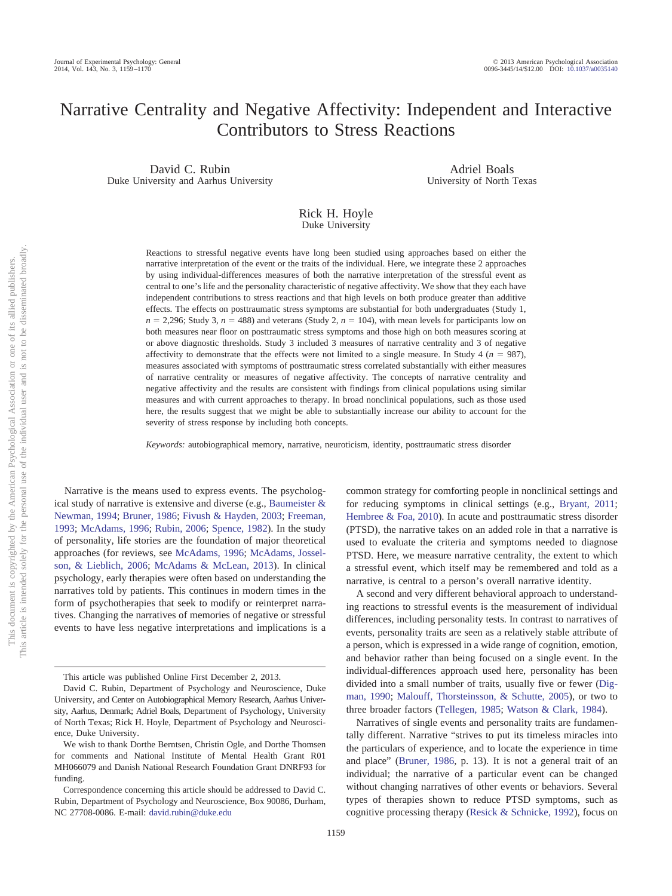# Narrative Centrality and Negative Affectivity: Independent and Interactive Contributors to Stress Reactions

David C. Rubin
Duke University and Aarhus University

Adriel Boals
University of North Texas

Rick H. Hoyle
Duke University

Reactions to stressful negative events have long been studied using approaches based on either the narrative interpretation of the event or the traits of the individual. Here, we integrate these 2 approaches by using individual-differences measures of both the narrative interpretation of the stressful event as central to one's life and the personality characteristic of negative affectivity. We show that they each have independent contributions to stress reactions and that high levels on both produce greater than additive effects. The effects on posttraumatic stress symptoms are substantial for both undergraduates (Study 1, $n = 2{,}296$; Study 3, $n = 488$) and veterans (Study 2, $n = 104$), with mean levels for participants low on both measures near floor on posttraumatic stress symptoms and those high on both measures scoring at or above diagnostic thresholds. Study 3 included 3 measures of narrative centrality and 3 of negative affectivity to demonstrate that the effects were not limited to a single measure. In Study 4 ($n = 987$), measures associated with symptoms of posttraumatic stress correlated substantially with either measures of narrative centrality or measures of negative affectivity. The concepts of narrative centrality and negative affectivity and the results are consistent with findings from clinical populations using similar measures and with current approaches to therapy. In broad nonclinical populations, such as those used here, the results suggest that we might be able to substantially increase our ability to account for the severity of stress response by including both concepts.

*Keywords:* autobiographical memory, narrative, neuroticism, identity, posttraumatic stress disorder

Narrative is the means used to express events. The psychological study of narrative is extensive and diverse (e.g., Baumeister & Newman, 1994; Bruner, 1986; Fivush & Hayden, 2003; Freeman, 1993; McAdams, 1996; Rubin, 2006; Spence, 1982). In the study of personality, life stories are the foundation of major theoretical approaches (for reviews, see McAdams, 1996; McAdams, Josselson, & Lieblich, 2006; McAdams & McLean, 2013). In clinical psychology, early therapies were often based on understanding the narratives told by patients. This continues in modern times in the form of psychotherapies that seek to modify or reinterpret narratives. Changing the narratives of memories of negative or stressful events to have less negative interpretations and implications is a common strategy for comforting people in nonclinical settings and for reducing symptoms in clinical settings (e.g., Bryant, 2011; Hembree & Foa, 2010). In acute and posttraumatic stress disorder (PTSD), the narrative takes on an added role in that a narrative is used to evaluate the criteria and symptoms needed to diagnose PTSD. Here, we measure narrative centrality, the extent to which a stressful event, which itself may be remembered and told as a narrative, is central to a person's overall narrative identity.

A second and very different behavioral approach to understanding reactions to stressful events is the measurement of individual differences, including personality tests. In contrast to narratives of events, personality traits are seen as a relatively stable attribute of a person, which is expressed in a wide range of cognition, emotion, and behavior rather than being focused on a single event. In the individual-differences approach used here, personality has been divided into a small number of traits, usually five or fewer (Digman, 1990; Malouff, Thorsteinsson, & Schutte, 2005), or two to three broader factors (Tellegen, 1985; Watson & Clark, 1984).

Narratives of single events and personality traits are fundamentally different. Narrative "strives to put its timeless miracles into the particulars of experience, and to locate the experience in time and place" (Bruner, 1986, p. 13). It is not a general trait of an individual; the narrative of a particular event can be changed without changing narratives of other events or behaviors. Several types of therapies shown to reduce PTSD symptoms, such as cognitive processing therapy (Resick & Schnicke, 1992), focus on

---

This article was published Online First December 2, 2013.

David C. Rubin, Department of Psychology and Neuroscience, Duke University, and Center on Autobiographical Memory Research, Aarhus University, Aarhus, Denmark; Adriel Boals, Department of Psychology, University of North Texas; Rick H. Hoyle, Department of Psychology and Neuroscience, Duke University.

We wish to thank Dorthe Berntsen, Christin Ogle, and Dorthe Thomsen for comments and National Institute of Mental Health Grant R01 MH066079 and Danish National Research Foundation Grant DNRF93 for funding.

Correspondence concerning this article should be addressed to David C. Rubin, Department of Psychology and Neuroscience, Box 90086, Durham, NC 27708-0086. E-mail: david.rubin@duke.edu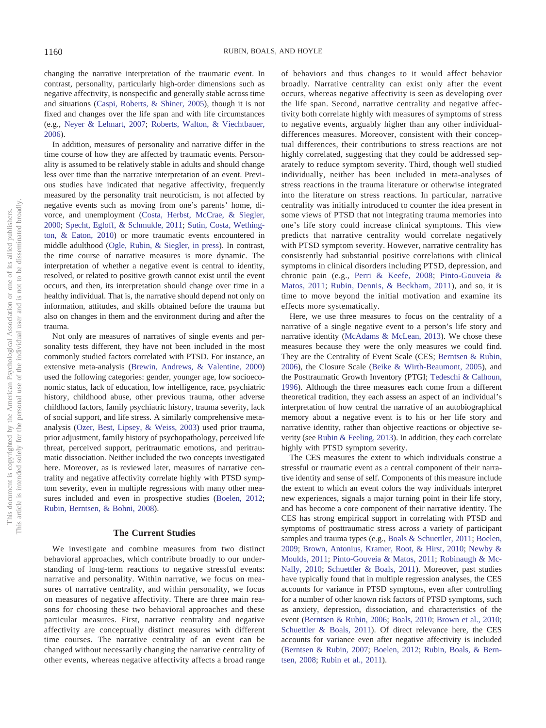changing the narrative interpretation of the traumatic event. In contrast, personality, particularly high-order dimensions such as negative affectivity, is nonspecific and generally stable across time and situations (Caspi, Roberts, & Shiner, 2005), though it is not fixed and changes over the life span and with life circumstances (e.g., Neyer & Lehnart, 2007; Roberts, Walton, & Viechtbauer, 2006).

In addition, measures of personality and narrative differ in the time course of how they are affected by traumatic events. Personality is assumed to be relatively stable in adults and should change less over time than the narrative interpretation of an event. Previous studies have indicated that negative affectivity, frequently measured by the personality trait neuroticism, is not affected by negative events such as moving from one's parents' home, divorce, and unemployment (Costa, Herbst, McCrae, & Siegler, 2000; Specht, Egloff, & Schmukle, 2011; Sutin, Costa, Wethington, & Eaton, 2010) or more traumatic events encountered in middle adulthood (Ogle, Rubin, & Siegler, in press). In contrast, the time course of narrative measures is more dynamic. The interpretation of whether a negative event is central to identity, resolved, or related to positive growth cannot exist until the event occurs, and then, its interpretation should change over time in a healthy individual. That is, the narrative should depend not only on information, attitudes, and skills obtained before the trauma but also on changes in them and the environment during and after the trauma.

Not only are measures of narratives of single events and personality tests different, they have not been included in the most commonly studied factors correlated with PTSD. For instance, an extensive meta-analysis (Brewin, Andrews, & Valentine, 2000) used the following categories: gender, younger age, low socioeconomic status, lack of education, low intelligence, race, psychiatric history, childhood abuse, other previous trauma, other adverse childhood factors, family psychiatric history, trauma severity, lack of social support, and life stress. A similarly comprehensive meta-analysis (Ozer, Best, Lipsey, & Weiss, 2003) used prior trauma, prior adjustment, family history of psychopathology, perceived life threat, perceived support, peritraumatic emotions, and peritraumatic dissociation. Neither included the two concepts investigated here. Moreover, as is reviewed later, measures of narrative centrality and negative affectivity correlate highly with PTSD symptom severity, even in multiple regressions with many other measures included and even in prospective studies (Boelen, 2012; Rubin, Berntsen, & Bohni, 2008).

## The Current Studies

We investigate and combine measures from two distinct behavioral approaches, which contribute broadly to our understanding of long-term reactions to negative stressful events: narrative and personality. Within narrative, we focus on measures of narrative centrality, and within personality, we focus on measures of negative affectivity. There are three main reasons for choosing these two behavioral approaches and these particular measures. First, narrative centrality and negative affectivity are conceptually distinct measures with different time courses. The narrative centrality of an event can be changed without necessarily changing the narrative centrality of other events, whereas negative affectivity affects a broad range of behaviors and thus changes to it would affect behavior broadly. Narrative centrality can exist only after the event occurs, whereas negative affectivity is seen as developing over the life span. Second, narrative centrality and negative affectivity both correlate highly with measures of symptoms of stress to negative events, arguably higher than any other individual-differences measures. Moreover, consistent with their conceptual differences, their contributions to stress reactions are not highly correlated, suggesting that they could be addressed separately to reduce symptom severity. Third, though well studied individually, neither has been included in meta-analyses of stress reactions in the trauma literature or otherwise integrated into the literature on stress reactions. In particular, narrative centrality was initially introduced to counter the idea present in some views of PTSD that not integrating trauma memories into one's life story could increase clinical symptoms. This view predicts that narrative centrality would correlate negatively with PTSD symptom severity. However, narrative centrality has consistently had substantial positive correlations with clinical symptoms in clinical disorders including PTSD, depression, and chronic pain (e.g., Perri & Keefe, 2008; Pinto-Gouveia & Matos, 2011; Rubin, Dennis, & Beckham, 2011), and so, it is time to move beyond the initial motivation and examine its effects more systematically.

Here, we use three measures to focus on the centrality of a narrative of a single negative event to a person's life story and narrative identity (McAdams & McLean, 2013). We chose these measures because they were the only measures we could find. They are the Centrality of Event Scale (CES; Berntsen & Rubin, 2006), the Closure Scale (Beike & Wirth-Beaumont, 2005), and the Posttraumatic Growth Inventory (PTGI; Tedeschi & Calhoun, 1996). Although the three measures each come from a different theoretical tradition, they each assess an aspect of an individual's interpretation of how central the narrative of an autobiographical memory about a negative event is to his or her life story and narrative identity, rather than objective reactions or objective severity (see Rubin & Feeling, 2013). In addition, they each correlate highly with PTSD symptom severity.

The CES measures the extent to which individuals construe a stressful or traumatic event as a central component of their narrative identity and sense of self. Components of this measure include the extent to which an event colors the way individuals interpret new experiences, signals a major turning point in their life story, and has become a core component of their narrative identity. The CES has strong empirical support in correlating with PTSD and symptoms of posttraumatic stress across a variety of participant samples and trauma types (e.g., Boals & Schuettler, 2011; Boelen, 2009; Brown, Antonius, Kramer, Root, & Hirst, 2010; Newby & Moulds, 2011; Pinto-Gouveia & Matos, 2011; Robinaugh & McNally, 2010; Schuettler & Boals, 2011). Moreover, past studies have typically found that in multiple regression analyses, the CES accounts for variance in PTSD symptoms, even after controlling for a number of other known risk factors of PTSD symptoms, such as anxiety, depression, dissociation, and characteristics of the event (Berntsen & Rubin, 2006; Boals, 2010; Brown et al., 2010; Schuettler & Boals, 2011). Of direct relevance here, the CES accounts for variance even after negative affectivity is included (Berntsen & Rubin, 2007; Boelen, 2012; Rubin, Boals, & Berntsen, 2008; Rubin et al., 2011).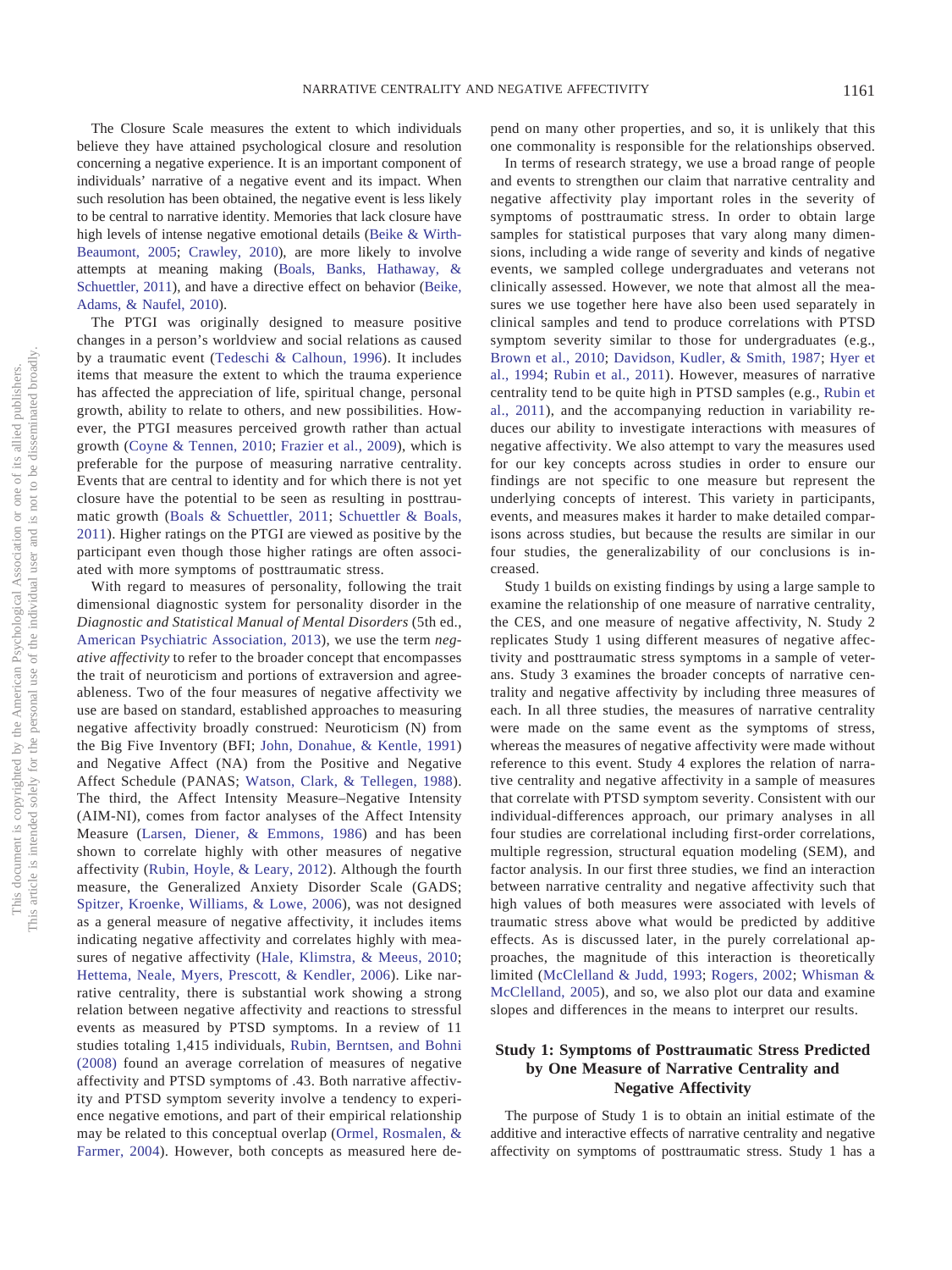The Closure Scale measures the extent to which individuals believe they have attained psychological closure and resolution concerning a negative experience. It is an important component of individuals' narrative of a negative event and its impact. When such resolution has been obtained, the negative event is less likely to be central to narrative identity. Memories that lack closure have high levels of intense negative emotional details (Beike & Wirth-Beaumont, 2005; Crawley, 2010), are more likely to involve attempts at meaning making (Boals, Banks, Hathaway, & Schuettler, 2011), and have a directive effect on behavior (Beike, Adams, & Naufel, 2010).

The PTGI was originally designed to measure positive changes in a person's worldview and social relations as caused by a traumatic event (Tedeschi & Calhoun, 1996). It includes items that measure the extent to which the trauma experience has affected the appreciation of life, spiritual change, personal growth, ability to relate to others, and new possibilities. However, the PTGI measures perceived growth rather than actual growth (Coyne & Tennen, 2010; Frazier et al., 2009), which is preferable for the purpose of measuring narrative centrality. Events that are central to identity and for which there is not yet closure have the potential to be seen as resulting in posttraumatic growth (Boals & Schuettler, 2011; Schuettler & Boals, 2011). Higher ratings on the PTGI are viewed as positive by the participant even though those higher ratings are often associated with more symptoms of posttraumatic stress.

With regard to measures of personality, following the trait dimensional diagnostic system for personality disorder in the *Diagnostic and Statistical Manual of Mental Disorders* (5th ed., American Psychiatric Association, 2013), we use the term *negative affectivity* to refer to the broader concept that encompasses the trait of neuroticism and portions of extraversion and agreeableness. Two of the four measures of negative affectivity we use are based on standard, established approaches to measuring negative affectivity broadly construed: Neuroticism (N) from the Big Five Inventory (BFI; John, Donahue, & Kentle, 1991) and Negative Affect (NA) from the Positive and Negative Affect Schedule (PANAS; Watson, Clark, & Tellegen, 1988). The third, the Affect Intensity Measure–Negative Intensity (AIM-NI), comes from factor analyses of the Affect Intensity Measure (Larsen, Diener, & Emmons, 1986) and has been shown to correlate highly with other measures of negative affectivity (Rubin, Hoyle, & Leary, 2012). Although the fourth measure, the Generalized Anxiety Disorder Scale (GADS; Spitzer, Kroenke, Williams, & Lowe, 2006), was not designed as a general measure of negative affectivity, it includes items indicating negative affectivity and correlates highly with measures of negative affectivity (Hale, Klimstra, & Meeus, 2010; Hettema, Neale, Myers, Prescott, & Kendler, 2006). Like narrative centrality, there is substantial work showing a strong relation between negative affectivity and reactions to stressful events as measured by PTSD symptoms. In a review of 11 studies totaling 1,415 individuals, Rubin, Berntsen, and Bohni (2008) found an average correlation of measures of negative affectivity and PTSD symptoms of .43. Both narrative affectivity and PTSD symptom severity involve a tendency to experience negative emotions, and part of their empirical relationship may be related to this conceptual overlap (Ormel, Rosmalen, & Farmer, 2004). However, both concepts as measured here depend on many other properties, and so, it is unlikely that this one commonality is responsible for the relationships observed.

In terms of research strategy, we use a broad range of people and events to strengthen our claim that narrative centrality and negative affectivity play important roles in the severity of symptoms of posttraumatic stress. In order to obtain large samples for statistical purposes that vary along many dimensions, including a wide range of severity and kinds of negative events, we sampled college undergraduates and veterans not clinically assessed. However, we note that almost all the measures we use together here have also been used separately in clinical samples and tend to produce correlations with PTSD symptom severity similar to those for undergraduates (e.g., Brown et al., 2010; Davidson, Kudler, & Smith, 1987; Hyer et al., 1994; Rubin et al., 2011). However, measures of narrative centrality tend to be quite high in PTSD samples (e.g., Rubin et al., 2011), and the accompanying reduction in variability reduces our ability to investigate interactions with measures of negative affectivity. We also attempt to vary the measures used for our key concepts across studies in order to ensure our findings are not specific to one measure but represent the underlying concepts of interest. This variety in participants, events, and measures makes it harder to make detailed comparisons across studies, but because the results are similar in our four studies, the generalizability of our conclusions is increased.

Study 1 builds on existing findings by using a large sample to examine the relationship of one measure of narrative centrality, the CES, and one measure of negative affectivity, N. Study 2 replicates Study 1 using different measures of negative affectivity and posttraumatic stress symptoms in a sample of veterans. Study 3 examines the broader concepts of narrative centrality and negative affectivity by including three measures of each. In all three studies, the measures of narrative centrality were made on the same event as the symptoms of stress, whereas the measures of negative affectivity were made without reference to this event. Study 4 explores the relation of narrative centrality and negative affectivity in a sample of measures that correlate with PTSD symptom severity. Consistent with our individual-differences approach, our primary analyses in all four studies are correlational including first-order correlations, multiple regression, structural equation modeling (SEM), and factor analysis. In our first three studies, we find an interaction between narrative centrality and negative affectivity such that high values of both measures were associated with levels of traumatic stress above what would be predicted by additive effects. As is discussed later, in the purely correlational approaches, the magnitude of this interaction is theoretically limited (McClelland & Judd, 1993; Rogers, 2002; Whisman & McClelland, 2005), and so, we also plot our data and examine slopes and differences in the means to interpret our results.

## Study 1: Symptoms of Posttraumatic Stress Predicted by One Measure of Narrative Centrality and Negative Affectivity

The purpose of Study 1 is to obtain an initial estimate of the additive and interactive effects of narrative centrality and negative affectivity on symptoms of posttraumatic stress. Study 1 has a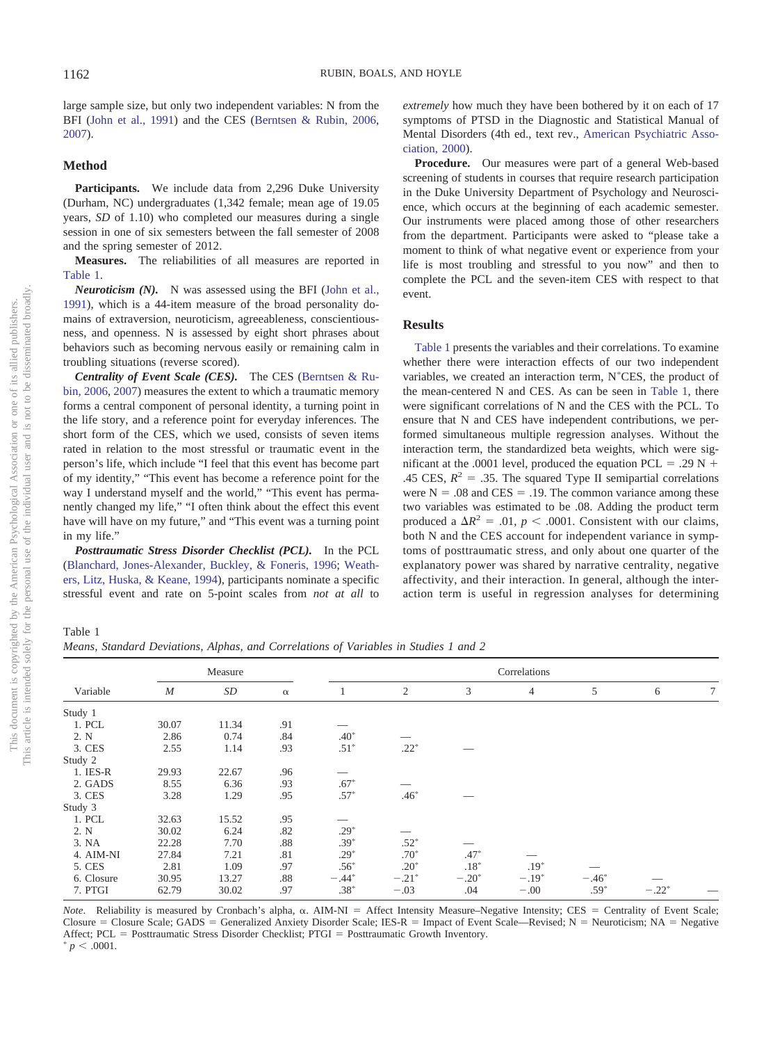large sample size, but only two independent variables: N from the BFI (John et al., 1991) and the CES (Berntsen & Rubin, 2006, 2007).

## Method

**Participants.** We include data from 2,296 Duke University (Durham, NC) undergraduates (1,342 female; mean age of 19.05 years, *SD* of 1.10) who completed our measures during a single session in one of six semesters between the fall semester of 2008 and the spring semester of 2012.

**Measures.** The reliabilities of all measures are reported in Table 1.

***Neuroticism (N).*** N was assessed using the BFI (John et al., 1991), which is a 44-item measure of the broad personality domains of extraversion, neuroticism, agreeableness, conscientiousness, and openness. N is assessed by eight short phrases about behaviors such as becoming nervous easily or remaining calm in troubling situations (reverse scored).

***Centrality of Event Scale (CES).*** The CES (Berntsen & Rubin, 2006, 2007) measures the extent to which a traumatic memory forms a central component of personal identity, a turning point in the life story, and a reference point for everyday inferences. The short form of the CES, which we used, consists of seven items rated in relation to the most stressful or traumatic event in the person's life, which include "I feel that this event has become part of my identity," "This event has become a reference point for the way I understand myself and the world," "This event has permanently changed my life," "I often think about the effect this event have will have on my future," and "This event was a turning point in my life."

***Posttraumatic Stress Disorder Checklist (PCL).*** In the PCL (Blanchard, Jones-Alexander, Buckley, & Foneris, 1996; Weathers, Litz, Huska, & Keane, 1994), participants nominate a specific stressful event and rate on 5-point scales from *not at all* to *extremely* how much they have been bothered by it on each of 17 symptoms of PTSD in the Diagnostic and Statistical Manual of Mental Disorders (4th ed., text rev., American Psychiatric Association, 2000).

**Procedure.** Our measures were part of a general Web-based screening of students in courses that require research participation in the Duke University Department of Psychology and Neuroscience, which occurs at the beginning of each academic semester. Our instruments were placed among those of other researchers from the department. Participants were asked to "please take a moment to think of what negative event or experience from your life is most troubling and stressful to you now" and then to complete the PCL and the seven-item CES with respect to that event.

## Results

Table 1 presents the variables and their correlations. To examine whether there were interaction effects of our two independent variables, we created an interaction term, N*CES, the product of the mean-centered N and CES. As can be seen in Table 1, there were significant correlations of N and the CES with the PCL. To ensure that N and CES have independent contributions, we performed simultaneous multiple regression analyses. Without the interaction term, the standardized beta weights, which were significant at the .0001 level, produced the equation PCL = .29 N + .45 CES, $R^2$ = .35. The squared Type II semipartial correlations were N = .08 and CES = .19. The common variance among these two variables was estimated to be .08. Adding the product term produced a $\Delta R^2$ = .01, $p < .0001$. Consistent with our claims, both N and the CES account for independent variance in symptoms of posttraumatic stress, and only about one quarter of the explanatory power was shared by narrative centrality, negative affectivity, and their interaction. In general, although the interaction term is useful in regression analyses for determining

Table 1
*Means, Standard Deviations, Alphas, and Correlations of Variables in Studies 1 and 2*

| Variable | Measure | | | Correlations | | | | | | |
|---|---|---|---|---|---|---|---|---|---|---|
| | *M* | *SD* | α | 1 | 2 | 3 | 4 | 5 | 6 | 7 |
| Study 1 | | | | | | | | | | |
| 1. PCL | 30.07 | 11.34 | .91 | — | | | | | | |
| 2. N | 2.86 | 0.74 | .84 | .40* | — | | | | | |
| 3. CES | 2.55 | 1.14 | .93 | .51* | .22* | — | | | | |
| Study 2 | | | | | | | | | | |
| 1. IES-R | 29.93 | 22.67 | .96 | — | | | | | | |
| 2. GADS | 8.55 | 6.36 | .93 | .67* | — | | | | | |
| 3. CES | 3.28 | 1.29 | .95 | .57* | .46* | — | | | | |
| Study 3 | | | | | | | | | | |
| 1. PCL | 32.63 | 15.52 | .95 | — | | | | | | |
| 2. N | 30.02 | 6.24 | .82 | .29* | — | | | | | |
| 3. NA | 22.28 | 7.70 | .88 | .39* | .52* | — | | | | |
| 4. AIM-NI | 27.84 | 7.21 | .81 | .29* | .70* | .47* | — | | | |
| 5. CES | 2.81 | 1.09 | .97 | .56* | .20* | .18* | .19* | — | | |
| 6. Closure | 30.95 | 13.27 | .88 | −.44* | −.21* | −.20* | −.19* | −.46* | — | |
| 7. PTGI | 62.79 | 30.02 | .97 | .38* | −.03 | .04 | −.00 | .59* | −.22* | — |

*Note*. Reliability is measured by Cronbach's alpha, α. AIM-NI = Affect Intensity Measure–Negative Intensity; CES = Centrality of Event Scale; Closure = Closure Scale; GADS = Generalized Anxiety Disorder Scale; IES-R = Impact of Event Scale—Revised; N = Neuroticism; NA = Negative Affect; PCL = Posttraumatic Stress Disorder Checklist; PTGI = Posttraumatic Growth Inventory.
* $p < .0001$.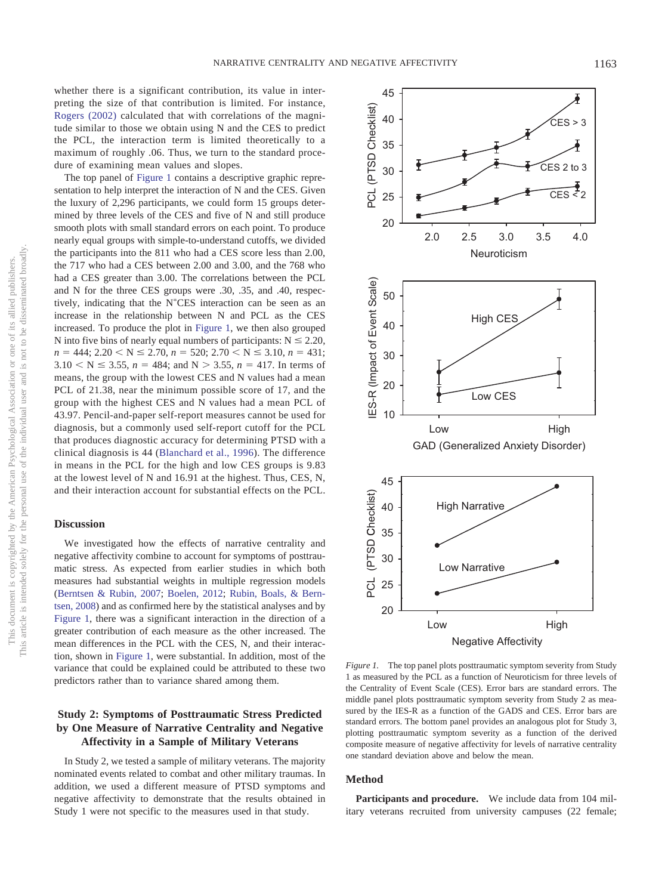whether there is a significant contribution, its value in interpreting the size of that contribution is limited. For instance, Rogers (2002) calculated that with correlations of the magnitude similar to those we obtain using N and the CES to predict the PCL, the interaction term is limited theoretically to a maximum of roughly .06. Thus, we turn to the standard procedure of examining mean values and slopes.

The top panel of Figure 1 contains a descriptive graphic representation to help interpret the interaction of N and the CES. Given the luxury of 2,296 participants, we could form 15 groups determined by three levels of the CES and five of N and still produce smooth plots with small standard errors on each point. To produce nearly equal groups with simple-to-understand cutoffs, we divided the participants into the 811 who had a CES score less than 2.00, the 717 who had a CES between 2.00 and 3.00, and the 768 who had a CES greater than 3.00. The correlations between the PCL and N for the three CES groups were .30, .35, and .40, respectively, indicating that the N*CES interaction can be seen as an increase in the relationship between N and PCL as the CES increased. To produce the plot in Figure 1, we then also grouped N into five bins of nearly equal numbers of participants: $N \leq 2.20$, $n = 444$; $2.20 < N \leq 2.70$, $n = 520$; $2.70 < N \leq 3.10$, $n = 431$; $3.10 < N \leq 3.55$, $n = 484$; and $N > 3.55$, $n = 417$. In terms of means, the group with the lowest CES and N values had a mean PCL of 21.38, near the minimum possible score of 17, and the group with the highest CES and N values had a mean PCL of 43.97. Pencil-and-paper self-report measures cannot be used for diagnosis, but a commonly used self-report cutoff for the PCL that produces diagnostic accuracy for determining PTSD with a clinical diagnosis is 44 (Blanchard et al., 1996). The difference in means in the PCL for the high and low CES groups is 9.83 at the lowest level of N and 16.91 at the highest. Thus, CES, N, and their interaction account for substantial effects on the PCL.

### Discussion

We investigated how the effects of narrative centrality and negative affectivity combine to account for symptoms of posttraumatic stress. As expected from earlier studies in which both measures had substantial weights in multiple regression models (Berntsen & Rubin, 2007; Boelen, 2012; Rubin, Boals, & Berntsen, 2008) and as confirmed here by the statistical analyses and by Figure 1, there was a significant interaction in the direction of a greater contribution of each measure as the other increased. The mean differences in the PCL with the CES, N, and their interaction, shown in Figure 1, were substantial. In addition, most of the variance that could be explained could be attributed to these two predictors rather than to variance shared among them.

## Study 2: Symptoms of Posttraumatic Stress Predicted by One Measure of Narrative Centrality and Negative Affectivity in a Sample of Military Veterans

In Study 2, we tested a sample of military veterans. The majority nominated events related to combat and other military traumas. In addition, we used a different measure of PTSD symptoms and negative affectivity to demonstrate that the results obtained in Study 1 were not specific to the measures used in that study.

*Figure 1.* The top panel plots posttraumatic symptom severity from Study 1 as measured by the PCL as a function of Neuroticism for three levels of the Centrality of Event Scale (CES). Error bars are standard errors. The middle panel plots posttraumatic symptom severity from Study 2 as measured by the IES-R as a function of the GADS and CES. Error bars are standard errors. The bottom panel provides an analogous plot for Study 3, plotting posttraumatic symptom severity as a function of the derived composite measure of negative affectivity for levels of narrative centrality one standard deviation above and below the mean.

### Method

**Participants and procedure.** We include data from 104 military veterans recruited from university campuses (22 female;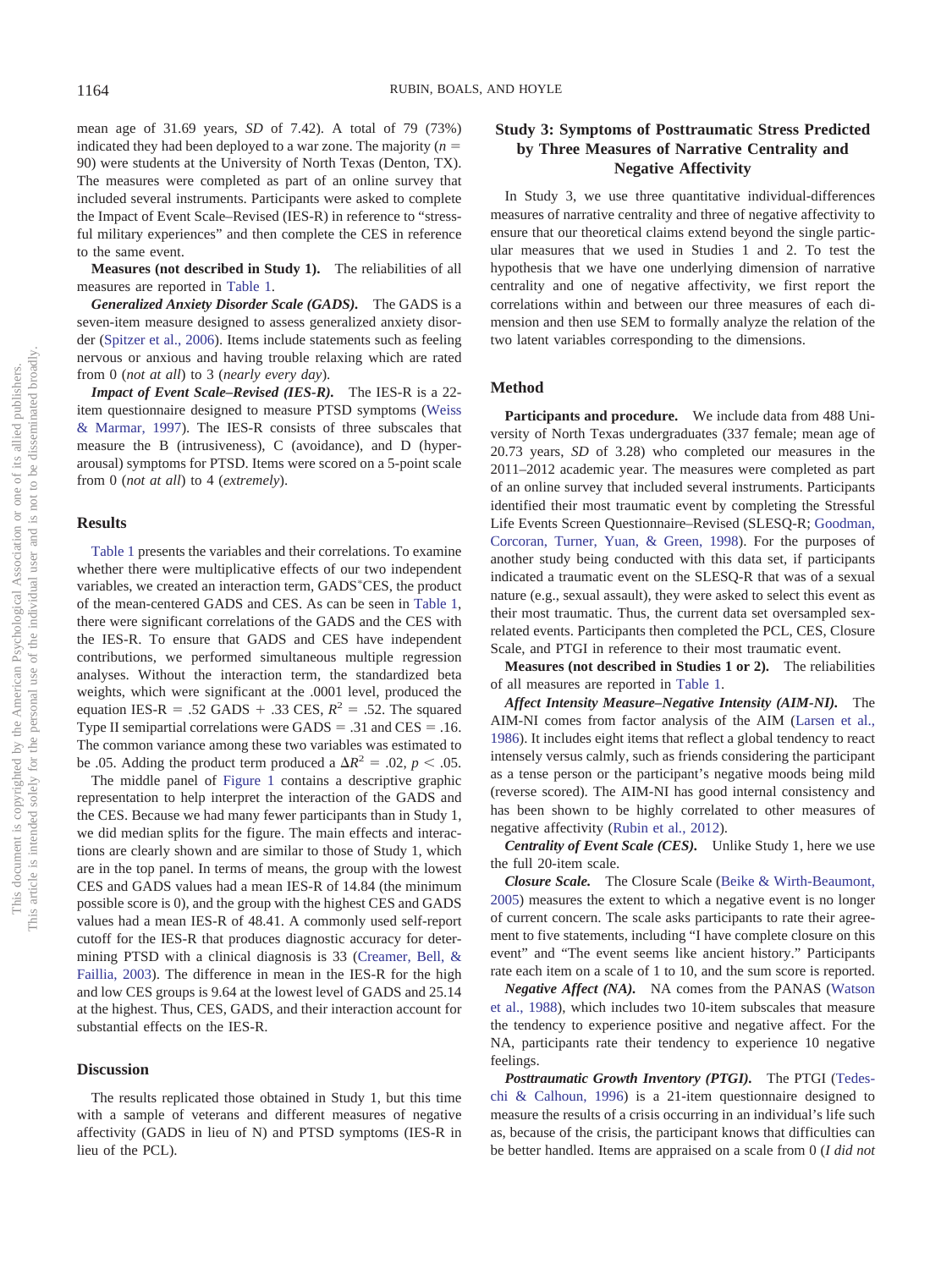mean age of 31.69 years, *SD* of 7.42). A total of 79 (73%) indicated they had been deployed to a war zone. The majority ($n$ = 90) were students at the University of North Texas (Denton, TX). The measures were completed as part of an online survey that included several instruments. Participants were asked to complete the Impact of Event Scale–Revised (IES-R) in reference to "stressful military experiences" and then complete the CES in reference to the same event.

**Measures (not described in Study 1).** The reliabilities of all measures are reported in Table 1.

***Generalized Anxiety Disorder Scale (GADS).*** The GADS is a seven-item measure designed to assess generalized anxiety disorder (Spitzer et al., 2006). Items include statements such as feeling nervous or anxious and having trouble relaxing which are rated from 0 (*not at all*) to 3 (*nearly every day*).

***Impact of Event Scale–Revised (IES-R).*** The IES-R is a 22-item questionnaire designed to measure PTSD symptoms (Weiss & Marmar, 1997). The IES-R consists of three subscales that measure the B (intrusiveness), C (avoidance), and D (hyperarousal) symptoms for PTSD. Items were scored on a 5-point scale from 0 (*not at all*) to 4 (*extremely*).

## Results

Table 1 presents the variables and their correlations. To examine whether there were multiplicative effects of our two independent variables, we created an interaction term, GADS*CES, the product of the mean-centered GADS and CES. As can be seen in Table 1, there were significant correlations of the GADS and the CES with the IES-R. To ensure that GADS and CES have independent contributions, we performed simultaneous multiple regression analyses. Without the interaction term, the standardized beta weights, which were significant at the .0001 level, produced the equation IES-R = .52 GADS + .33 CES, $R^2$ = .52. The squared Type II semipartial correlations were GADS = .31 and CES = .16. The common variance among these two variables was estimated to be .05. Adding the product term produced $\Delta R^2 = .02$, $p < .05$.

The middle panel of Figure 1 contains a descriptive graphic representation to help interpret the interaction of the GADS and the CES. Because we had many fewer participants than in Study 1, we did median splits for the figure. The main effects and interactions are clearly shown and are similar to those of Study 1, which are in the top panel. In terms of means, the group with the lowest CES and GADS values had a mean IES-R of 14.84 (the minimum possible score is 0), and the group with the highest CES and GADS values had a mean IES-R of 48.41. A commonly used self-report cutoff for the IES-R that produces diagnostic accuracy for determining PTSD with a clinical diagnosis is 33 (Creamer, Bell, & Faillia, 2003). The difference in mean in the IES-R for the high and low CES groups is 9.64 at the lowest level of GADS and 25.14 at the highest. Thus, CES, GADS, and their interaction account for substantial effects on the IES-R.

## Discussion

The results replicated those obtained in Study 1, but this time with a sample of veterans and different measures of negative affectivity (GADS in lieu of N) and PTSD symptoms (IES-R in lieu of the PCL).

# Study 3: Symptoms of Posttraumatic Stress Predicted by Three Measures of Narrative Centrality and Negative Affectivity

In Study 3, we use three quantitative individual-differences measures of narrative centrality and three of negative affectivity to ensure that our theoretical claims extend beyond the single particular measures that we used in Studies 1 and 2. To test the hypothesis that we have one underlying dimension of narrative centrality and one of negative affectivity, we first report the correlations within and between our three measures of each dimension and then use SEM to formally analyze the relation of the two latent variables corresponding to the dimensions.

## Method

**Participants and procedure.** We include data from 488 University of North Texas undergraduates (337 female; mean age of 20.73 years, *SD* of 3.28) who completed our measures in the 2011–2012 academic year. The measures were completed as part of an online survey that included several instruments. Participants identified their most traumatic event by completing the Stressful Life Events Screen Questionnaire–Revised (SLESQ-R; Goodman, Corcoran, Turner, Yuan, & Green, 1998). For the purposes of another study being conducted with this data set, if participants indicated a traumatic event on the SLESQ-R that was of a sexual nature (e.g., sexual assault), they were asked to select this event as their most traumatic. Thus, the current data set oversampled sex-related events. Participants then completed the PCL, CES, Closure Scale, and PTGI in reference to their most traumatic event.

**Measures (not described in Studies 1 or 2).** The reliabilities of all measures are reported in Table 1.

***Affect Intensity Measure–Negative Intensity (AIM-NI).*** The AIM-NI comes from factor analysis of the AIM (Larsen et al., 1986). It includes eight items that reflect a global tendency to react intensely versus calmly, such as friends considering the participant as a tense person or the participant's negative moods being mild (reverse scored). The AIM-NI has good internal consistency and has been shown to be highly correlated to other measures of negative affectivity (Rubin et al., 2012).

***Centrality of Event Scale (CES).*** Unlike Study 1, here we use the full 20-item scale.

***Closure Scale.*** The Closure Scale (Beike & Wirth-Beaumont, 2005) measures the extent to which a negative event is no longer of current concern. The scale asks participants to rate their agreement to five statements, including "I have complete closure on this event" and "The event seems like ancient history." Participants rate each item on a scale of 1 to 10, and the sum score is reported.

***Negative Affect (NA).*** NA comes from the PANAS (Watson et al., 1988), which includes two 10-item subscales that measure the tendency to experience positive and negative affect. For the NA, participants rate their tendency to experience 10 negative feelings.

***Posttraumatic Growth Inventory (PTGI).*** The PTGI (Tedeschi & Calhoun, 1996) is a 21-item questionnaire designed to measure the results of a crisis occurring in an individual's life such as, because of the crisis, the participant knows that difficulties can be better handled. Items are appraised on a scale from 0 (*I did not*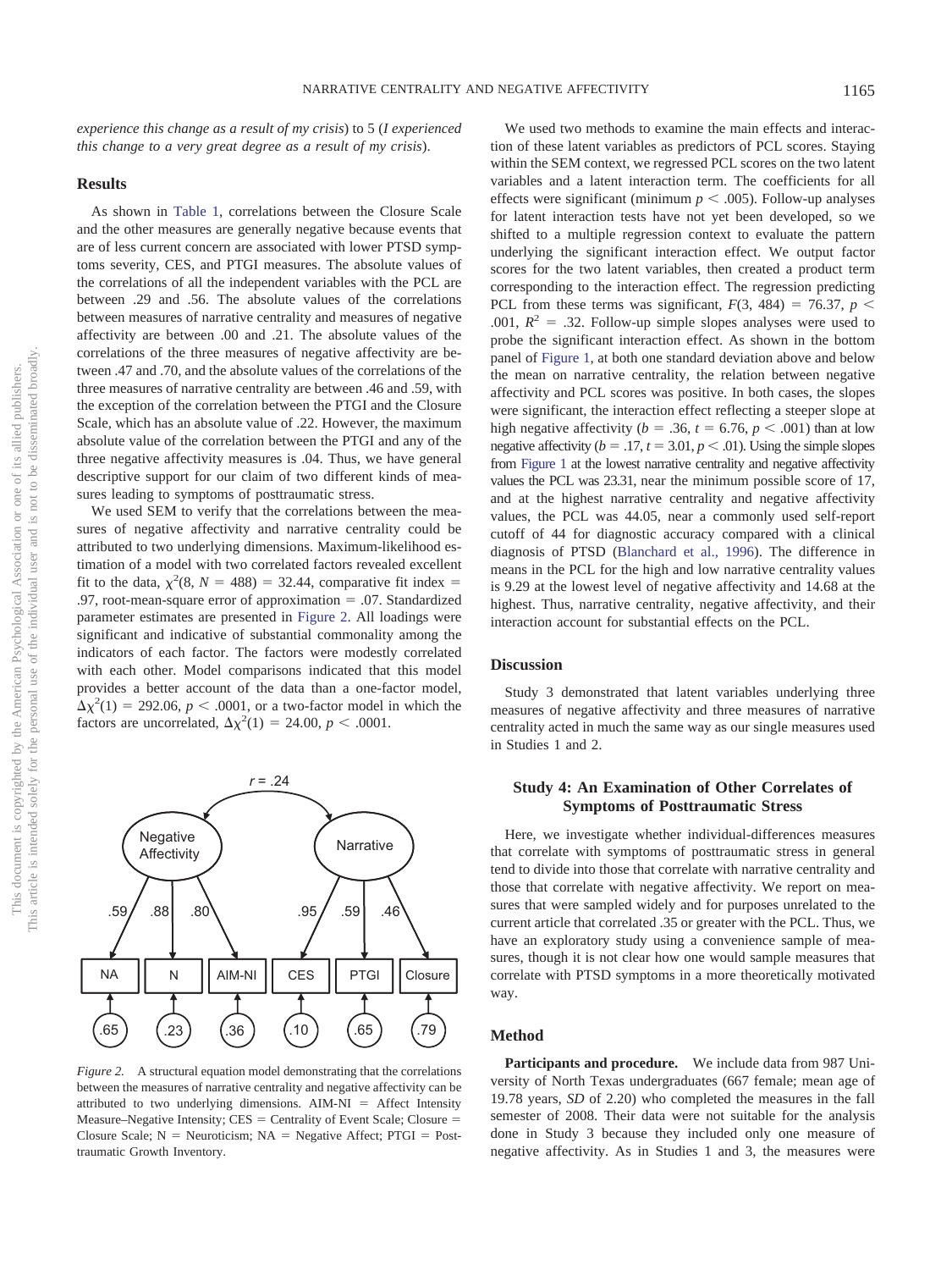*experience this change as a result of my crisis*) to 5 (*I experienced this change to a very great degree as a result of my crisis*).

### Results

As shown in Table 1, correlations between the Closure Scale and the other measures are generally negative because events that are of less current concern are associated with lower PTSD symptoms severity, CES, and PTGI measures. The absolute values of the correlations of all the independent variables with the PCL are between .29 and .56. The absolute values of the correlations between measures of narrative centrality and measures of negative affectivity are between .00 and .21. The absolute values of the correlations of the three measures of negative affectivity are between .47 and .70, and the absolute values of the correlations of the three measures of narrative centrality are between .46 and .59, with the exception of the correlation between the PTGI and the Closure Scale, which has an absolute value of .22. However, the maximum absolute value of the correlation between the PTGI and any of the three negative affectivity measures is .04. Thus, we have general descriptive support for our claim of two different kinds of measures leading to symptoms of posttraumatic stress.

We used SEM to verify that the correlations between the measures of negative affectivity and narrative centrality could be attributed to two underlying dimensions. Maximum-likelihood estimation of a model with two correlated factors revealed excellent fit to the data, $\chi^2(8, N = 488) = 32.44$, comparative fit index = .97, root-mean-square error of approximation = .07. Standardized parameter estimates are presented in Figure 2. All loadings were significant and indicative of substantial commonality among the indicators of each factor. The factors were modestly correlated with each other. Model comparisons indicated that this model provides a better account of the data than a one-factor model, $\Delta\chi^2(1) = 292.06$, $p < .0001$, or a two-factor model in which the factors are uncorrelated, $\Delta\chi^2(1) = 24.00$, $p < .0001$.

*Figure 2.* A structural equation model demonstrating that the correlations between the measures of narrative centrality and negative affectivity can be attributed to two underlying dimensions. AIM-NI = Affect Intensity Measure–Negative Intensity; CES = Centrality of Event Scale; Closure = Closure Scale; N = Neuroticism; NA = Negative Affect; PTGI = Posttraumatic Growth Inventory.

We used two methods to examine the main effects and interaction of these latent variables as predictors of PCL scores. Staying within the SEM context, we regressed PCL scores on the two latent variables and a latent interaction term. The coefficients for all effects were significant (minimum $p < .005$). Follow-up analyses for latent interaction tests have not yet been developed, so we shifted to a multiple regression context to evaluate the pattern underlying the significant interaction effect. We output factor scores for the two latent variables, then created a product term corresponding to the interaction effect. The regression predicting PCL from these terms was significant, $F(3, 484) = 76.37$, $p < .001$, $R^2 = .32$. Follow-up simple slopes analyses were used to probe the significant interaction effect. As shown in the bottom panel of Figure 1, at both one standard deviation above and below the mean on narrative centrality, the relation between negative affectivity and PCL scores was positive. In both cases, the slopes were significant, the interaction effect reflecting a steeper slope at high negative affectivity ($b = .36$, $t = 6.76$, $p < .001$) than at low negative affectivity ($b = .17$, $t = 3.01$, $p < .01$). Using the simple slopes from Figure 1 at the lowest narrative centrality and negative affectivity values the PCL was 23.31, near the minimum possible score of 17, and at the highest narrative centrality and negative affectivity values, the PCL was 44.05, near a commonly used self-report cutoff of 44 for diagnostic accuracy compared with a clinical diagnosis of PTSD (Blanchard et al., 1996). The difference in means in the PCL for the high and low narrative centrality values is 9.29 at the lowest level of negative affectivity and 14.68 at the highest. Thus, narrative centrality, negative affectivity, and their interaction account for substantial effects on the PCL.

### Discussion

Study 3 demonstrated that latent variables underlying three measures of negative affectivity and three measures of narrative centrality acted in much the same way as our single measures used in Studies 1 and 2.

## Study 4: An Examination of Other Correlates of Symptoms of Posttraumatic Stress

Here, we investigate whether individual-differences measures that correlate with symptoms of posttraumatic stress in general tend to divide into those that correlate with narrative centrality and those that correlate with negative affectivity. We report on measures that were sampled widely and for purposes unrelated to the current article that correlated .35 or greater with the PCL. Thus, we have an exploratory study using a convenience sample of measures, though it is not clear how one would sample measures that correlate with PTSD symptoms in a more theoretically motivated way.

### Method

**Participants and procedure.** We include data from 987 University of North Texas undergraduates (667 female; mean age of 19.78 years, *SD* of 2.20) who completed the measures in the fall semester of 2008. Their data were not suitable for the analysis done in Study 3 because they included only one measure of negative affectivity. As in Studies 1 and 3, the measures were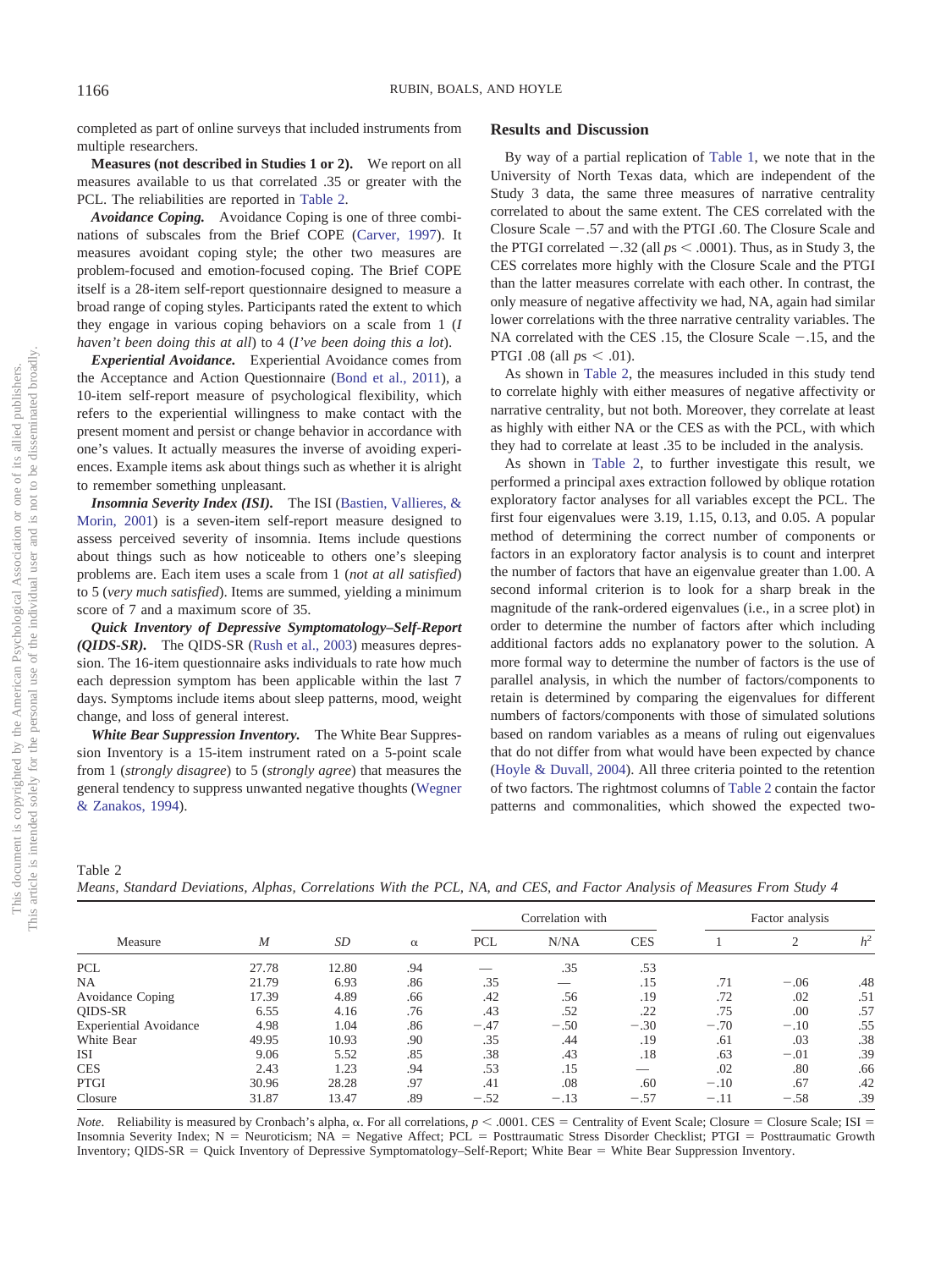completed as part of online surveys that included instruments from multiple researchers.

**Measures (not described in Studies 1 or 2).** We report on all measures available to us that correlated .35 or greater with the PCL. The reliabilities are reported in Table 2.

***Avoidance Coping.*** Avoidance Coping is one of three combinations of subscales from the Brief COPE (Carver, 1997). It measures avoidant coping style; the other two measures are problem-focused and emotion-focused coping. The Brief COPE itself is a 28-item self-report questionnaire designed to measure a broad range of coping styles. Participants rated the extent to which they engage in various coping behaviors on a scale from 1 (*I haven't been doing this at all*) to 4 (*I've been doing this a lot*).

***Experiential Avoidance.*** Experiential Avoidance comes from the Acceptance and Action Questionnaire (Bond et al., 2011), a 10-item self-report measure of psychological flexibility, which refers to the experiential willingness to make contact with the present moment and persist or change behavior in accordance with one's values. It actually measures the inverse of avoiding experiences. Example items ask about things such as whether it is alright to remember something unpleasant.

***Insomnia Severity Index (ISI).*** The ISI (Bastien, Vallieres, & Morin, 2001) is a seven-item self-report measure designed to assess perceived severity of insomnia. Items include questions about things such as how noticeable to others one's sleeping problems are. Each item uses a scale from 1 (*not at all satisfied*) to 5 (*very much satisfied*). Items are summed, yielding a minimum score of 7 and a maximum score of 35.

***Quick Inventory of Depressive Symptomatology–Self-Report (QIDS-SR).*** The QIDS-SR (Rush et al., 2003) measures depression. The 16-item questionnaire asks individuals to rate how much each depression symptom has been applicable within the last 7 days. Symptoms include items about sleep patterns, mood, weight change, and loss of general interest.

***White Bear Suppression Inventory.*** The White Bear Suppression Inventory is a 15-item instrument rated on a 5-point scale from 1 (*strongly disagree*) to 5 (*strongly agree*) that measures the general tendency to suppress unwanted negative thoughts (Wegner & Zanakos, 1994).

## Results and Discussion

By way of a partial replication of Table 1, we note that in the University of North Texas data, which are independent of the Study 3 data, the same three measures of narrative centrality correlated to about the same extent. The CES correlated with the Closure Scale −.57 and with the PTGI .60. The Closure Scale and the PTGI correlated −.32 (all $ps < .0001$). Thus, as in Study 3, the CES correlates more highly with the Closure Scale and the PTGI than the latter measures correlate with each other. In contrast, the only measure of negative affectivity we had, NA, again had similar lower correlations with the three narrative centrality variables. The NA correlated with the CES .15, the Closure Scale −.15, and the PTGI .08 (all $ps < .01$).

As shown in Table 2, the measures included in this study tend to correlate highly with either measures of negative affectivity or narrative centrality, but not both. Moreover, they correlate at least as highly with either NA or the CES as with the PCL, with which they had to correlate at least .35 to be included in the analysis.

As shown in Table 2, to further investigate this result, we performed a principal axes extraction followed by oblique rotation exploratory factor analyses for all variables except the PCL. The first four eigenvalues were 3.19, 1.15, 0.13, and 0.05. A popular method of determining the correct number of components or factors in an exploratory factor analysis is to count and interpret the number of factors that have an eigenvalue greater than 1.00. A second informal criterion is to look for a sharp break in the magnitude of the rank-ordered eigenvalues (i.e., in a scree plot) in order to determine the number of factors after which including additional factors adds no explanatory power to the solution. A more formal way to determine the number of factors is the use of parallel analysis, in which the number of factors/components to retain is determined by comparing the eigenvalues for different numbers of factors/components with those of simulated solutions based on random variables as a means of ruling out eigenvalues that do not differ from what would have been expected by chance (Hoyle & Duvall, 2004). All three criteria pointed to the retention of two factors. The rightmost columns of Table 2 contain the factor patterns and commonalities, which showed the expected two-

Table 2
*Means, Standard Deviations, Alphas, Correlations With the PCL, NA, and CES, and Factor Analysis of Measures From Study 4*

| Measure | *M* | *SD* | α | Correlation with | | | Factor analysis | | |
|---|---|---|---|---|---|---|---|---|---|
| | | | | PCL | N/NA | CES | 1 | 2 | $h^2$ |
| PCL | 27.78 | 12.80 | .94 | — | .35 | .53 | | | |
| NA | 21.79 | 6.93 | .86 | .35 | — | .15 | .71 | −.06 | .48 |
| Avoidance Coping | 17.39 | 4.89 | .66 | .42 | .56 | .19 | .72 | .02 | .51 |
| QIDS-SR | 6.55 | 4.16 | .76 | .43 | .52 | .22 | .75 | .00 | .57 |
| Experiential Avoidance | 4.98 | 1.04 | .86 | −.47 | −.50 | −.30 | −.70 | −.10 | .55 |
| White Bear | 49.95 | 10.93 | .90 | .35 | .44 | .19 | .61 | .03 | .38 |
| ISI | 9.06 | 5.52 | .85 | .38 | .43 | .18 | .63 | −.01 | .39 |
| CES | 2.43 | 1.23 | .94 | .53 | .15 | — | .02 | .80 | .66 |
| PTGI | 30.96 | 28.28 | .97 | .41 | .08 | .60 | −.10 | .67 | .42 |
| Closure | 31.87 | 13.47 | .89 | −.52 | −.13 | −.57 | −.11 | −.58 | .39 |

*Note*. Reliability is measured by Cronbach's alpha, α. For all correlations, $p < .0001$. CES = Centrality of Event Scale; Closure = Closure Scale; ISI = Insomnia Severity Index; N = Neuroticism; NA = Negative Affect; PCL = Posttraumatic Stress Disorder Checklist; PTGI = Posttraumatic Growth Inventory; QIDS-SR = Quick Inventory of Depressive Symptomatology–Self-Report; White Bear = White Bear Suppression Inventory.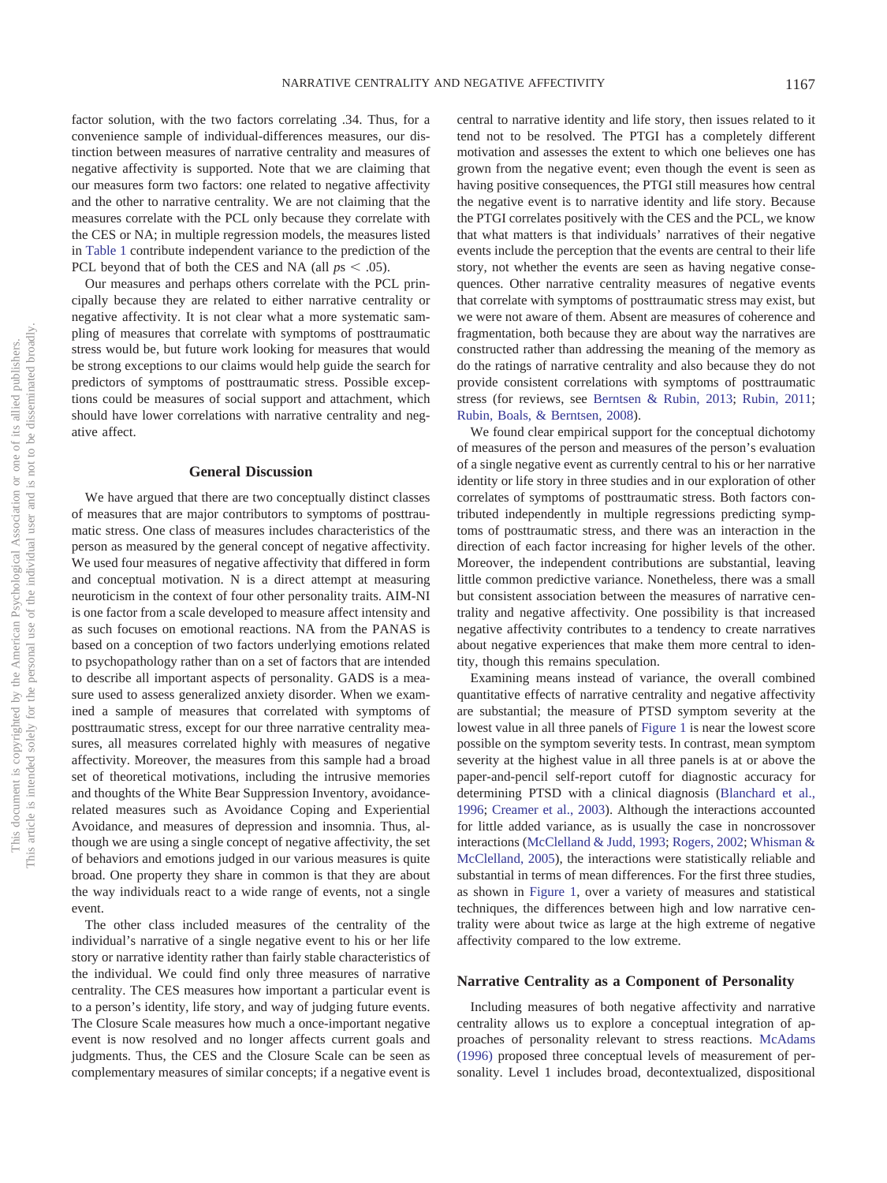factor solution, with the two factors correlating .34. Thus, for a convenience sample of individual-differences measures, our distinction between measures of narrative centrality and measures of negative affectivity is supported. Note that we are claiming that our measures form two factors: one related to negative affectivity and the other to narrative centrality. We are not claiming that the measures correlate with the PCL only because they correlate with the CES or NA; in multiple regression models, the measures listed in Table 1 contribute independent variance to the prediction of the PCL beyond that of both the CES and NA (all $ps < .05$).

Our measures and perhaps others correlate with the PCL principally because they are related to either narrative centrality or negative affectivity. It is not clear what a more systematic sampling of measures that correlate with symptoms of posttraumatic stress would be, but future work looking for measures that would be strong exceptions to our claims would help guide the search for predictors of symptoms of posttraumatic stress. Possible exceptions could be measures of social support and attachment, which should have lower correlations with narrative centrality and negative affect.

## General Discussion

We have argued that there are two conceptually distinct classes of measures that are major contributors to symptoms of posttraumatic stress. One class of measures includes characteristics of the person as measured by the general concept of negative affectivity. We used four measures of negative affectivity that differed in form and conceptual motivation. N is a direct attempt at measuring neuroticism in the context of four other personality traits. AIM-NI is one factor from a scale developed to measure affect intensity and as such focuses on emotional reactions. NA from the PANAS is based on a conception of two factors underlying emotions related to psychopathology rather than on a set of factors that are intended to describe all important aspects of personality. GADS is a measure used to assess generalized anxiety disorder. When we examined a sample of measures that correlated with symptoms of posttraumatic stress, except for our three narrative centrality measures, all measures correlated highly with measures of negative affectivity. Moreover, the measures from this sample had a broad set of theoretical motivations, including the intrusive memories and thoughts of the White Bear Suppression Inventory, avoidance-related measures such as Avoidance Coping and Experiential Avoidance, and measures of depression and insomnia. Thus, although we are using a single concept of negative affectivity, the set of behaviors and emotions judged in our various measures is quite broad. One property they share in common is that they are about the way individuals react to a wide range of events, not a single event.

The other class included measures of the centrality of the individual's narrative of a single negative event to his or her life story or narrative identity rather than fairly stable characteristics of the individual. We could find only three measures of narrative centrality. The CES measures how important a particular event is to a person's identity, life story, and way of judging future events. The Closure Scale measures how much a once-important negative event is now resolved and no longer affects current goals and judgments. Thus, the CES and the Closure Scale can be seen as complementary measures of similar concepts; if a negative event is central to narrative identity and life story, then issues related to it tend not to be resolved. The PTGI has a completely different motivation and assesses the extent to which one believes one has grown from the negative event; even though the event is seen as having positive consequences, the PTGI still measures how central the negative event is to narrative identity and life story. Because the PTGI correlates positively with the CES and the PCL, we know that what matters is that individuals' narratives of their negative events include the perception that the events are central to their life story, not whether the events are seen as having negative consequences. Other narrative centrality measures of negative events that correlate with symptoms of posttraumatic stress may exist, but we were not aware of them. Absent are measures of coherence and fragmentation, both because they are about way the narratives are constructed rather than addressing the meaning of the memory as do the ratings of narrative centrality and also because they do not provide consistent correlations with symptoms of posttraumatic stress (for reviews, see Berntsen & Rubin, 2013; Rubin, 2011; Rubin, Boals, & Berntsen, 2008).

We found clear empirical support for the conceptual dichotomy of measures of the person and measures of the person's evaluation of a single negative event as currently central to his or her narrative identity or life story in three studies and in our exploration of other correlates of symptoms of posttraumatic stress. Both factors contributed independently in multiple regressions predicting symptoms of posttraumatic stress, and there was an interaction in the direction of each factor increasing for higher levels of the other. Moreover, the independent contributions are substantial, leaving little common predictive variance. Nonetheless, there was a small but consistent association between the measures of narrative centrality and negative affectivity. One possibility is that increased negative affectivity contributes to a tendency to create narratives about negative experiences that make them more central to identity, though this remains speculation.

Examining means instead of variance, the overall combined quantitative effects of narrative centrality and negative affectivity are substantial; the measure of PTSD symptom severity at the lowest value in all three panels of Figure 1 is near the lowest score possible on the symptom severity tests. In contrast, mean symptom severity at the highest value in all three panels is at or above the paper-and-pencil self-report cutoff for diagnostic accuracy for determining PTSD with a clinical diagnosis (Blanchard et al., 1996; Creamer et al., 2003). Although the interactions accounted for little added variance, as is usually the case in noncrossover interactions (McClelland & Judd, 1993; Rogers, 2002; Whisman & McClelland, 2005), the interactions were statistically reliable and substantial in terms of mean differences. For the first three studies, as shown in Figure 1, over a variety of measures and statistical techniques, the differences between high and low narrative centrality were about twice as large at the high extreme of negative affectivity compared to the low extreme.

### Narrative Centrality as a Component of Personality

Including measures of both negative affectivity and narrative centrality allows us to explore a conceptual integration of approaches of personality relevant to stress reactions. McAdams (1996) proposed three conceptual levels of measurement of personality. Level 1 includes broad, decontextualized, dispositional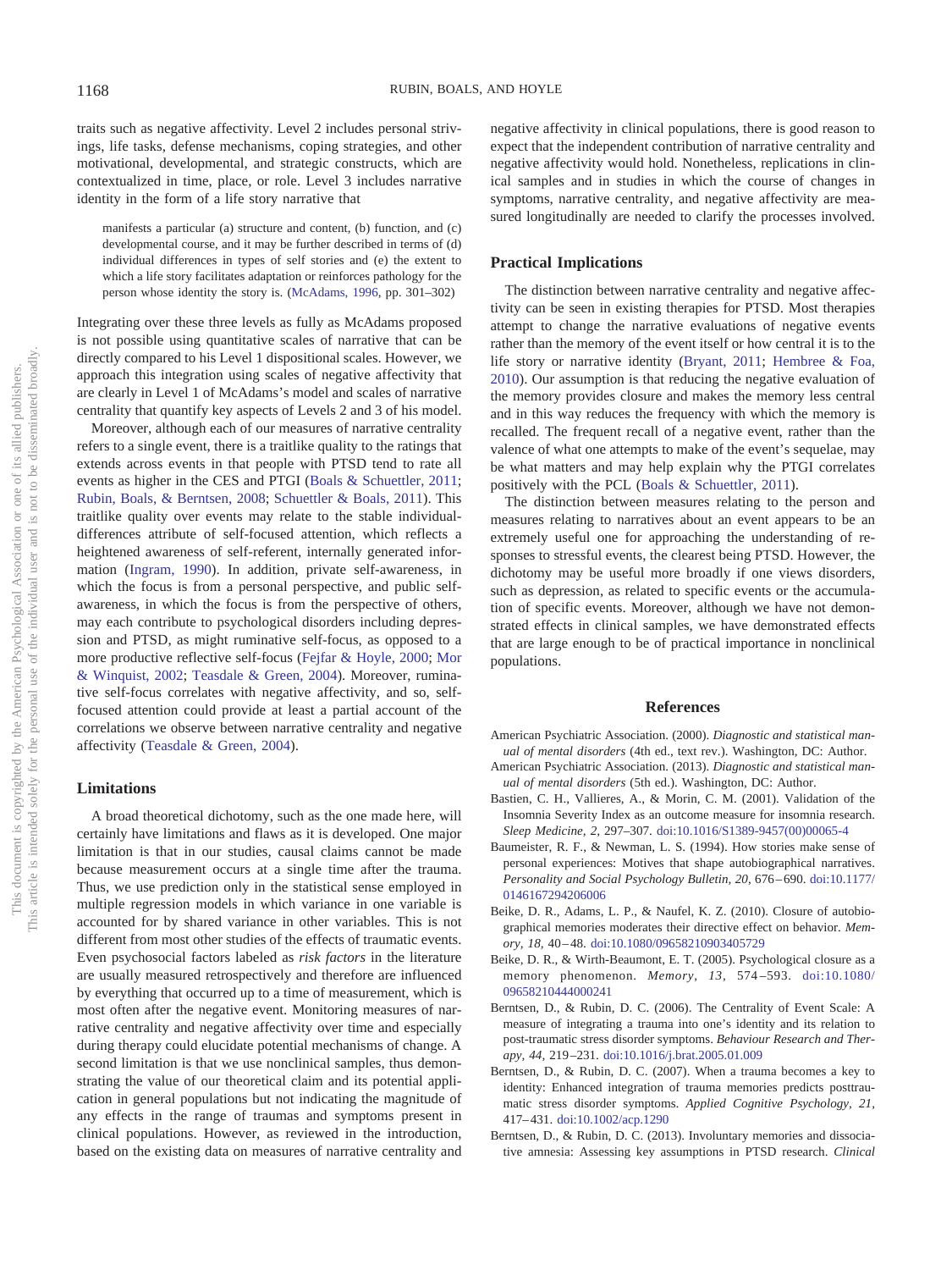traits such as negative affectivity. Level 2 includes personal strivings, life tasks, defense mechanisms, coping strategies, and other motivational, developmental, and strategic constructs, which are contextualized in time, place, or role. Level 3 includes narrative identity in the form of a life story narrative that

> manifests a particular (a) structure and content, (b) function, and (c) developmental course, and it may be further described in terms of (d) individual differences in types of self stories and (e) the extent to which a life story facilitates adaptation or reinforces pathology for the person whose identity the story is. (McAdams, 1996, pp. 301–302)

Integrating over these three levels as fully as McAdams proposed is not possible using quantitative scales of narrative that can be directly compared to his Level 1 dispositional scales. However, we approach this integration using scales of negative affectivity that are clearly in Level 1 of McAdams's model and scales of narrative centrality that quantify key aspects of Levels 2 and 3 of his model.

Moreover, although each of our measures of narrative centrality refers to a single event, there is a traitlike quality to the ratings that extends across events in that people with PTSD tend to rate all events as higher in the CES and PTGI (Boals & Schuettler, 2011; Rubin, Boals, & Berntsen, 2008; Schuettler & Boals, 2011). This traitlike quality over events may relate to the stable individual-differences attribute of self-focused attention, which reflects a heightened awareness of self-referent, internally generated information (Ingram, 1990). In addition, private self-awareness, in which the focus is from a personal perspective, and public self-awareness, in which the focus is from the perspective of others, may each contribute to psychological disorders including depression and PTSD, as might ruminative self-focus, as opposed to a more productive reflective self-focus (Fejfar & Hoyle, 2000; Mor & Winquist, 2002; Teasdale & Green, 2004). Moreover, ruminative self-focus correlates with negative affectivity, and so, self-focused attention could provide at least a partial account of the correlations we observe between narrative centrality and negative affectivity (Teasdale & Green, 2004).

## Limitations

A broad theoretical dichotomy, such as the one made here, will certainly have limitations and flaws as it is developed. One major limitation is that in our studies, causal claims cannot be made because measurement occurs at a single time after the trauma. Thus, we use prediction only in the statistical sense employed in multiple regression models in which variance in one variable is accounted for by shared variance in other variables. This is not different from most other studies of the effects of traumatic events. Even psychosocial factors labeled as *risk factors* in the literature are usually measured retrospectively and therefore are influenced by everything that occurred up to a time of measurement, which is most often after the negative event. Monitoring measures of narrative centrality and negative affectivity over time and especially during therapy could elucidate potential mechanisms of change. A second limitation is that we use nonclinical samples, thus demonstrating the value of our theoretical claim and its potential application in general populations but not indicating the magnitude of any effects in the range of traumas and symptoms present in clinical populations. However, as reviewed in the introduction, based on the existing data on measures of narrative centrality and negative affectivity in clinical populations, there is good reason to expect that the independent contribution of narrative centrality and negative affectivity would hold. Nonetheless, replications in clinical samples and in studies in which the course of changes in symptoms, narrative centrality, and negative affectivity are measured longitudinally are needed to clarify the processes involved.

## Practical Implications

The distinction between narrative centrality and negative affectivity can be seen in existing therapies for PTSD. Most therapies attempt to change the narrative evaluations of negative events rather than the memory of the event itself or how central it is to the life story or narrative identity (Bryant, 2011; Hembree & Foa, 2010). Our assumption is that reducing the negative evaluation of the memory provides closure and makes the memory less central and in this way reduces the frequency with which the memory is recalled. The frequent recall of a negative event, rather than the valence of what one attempts to make of the event's sequelae, may be what matters and may help explain why the PTGI correlates positively with the PCL (Boals & Schuettler, 2011).

The distinction between measures relating to the person and measures relating to narratives about an event appears to be an extremely useful one for approaching the understanding of responses to stressful events, the clearest being PTSD. However, the dichotomy may be useful more broadly if one views disorders, such as depression, as related to specific events or the accumulation of specific events. Moreover, although we have not demonstrated effects in clinical samples, we have demonstrated effects that are large enough to be of practical importance in nonclinical populations.

## References

American Psychiatric Association. (2000). *Diagnostic and statistical manual of mental disorders* (4th ed., text rev.). Washington, DC: Author.

American Psychiatric Association. (2013). *Diagnostic and statistical manual of mental disorders* (5th ed.). Washington, DC: Author.

Bastien, C. H., Vallieres, A., & Morin, C. M. (2001). Validation of the Insomnia Severity Index as an outcome measure for insomnia research. *Sleep Medicine, 2,* 297–307. doi:10.1016/S1389-9457(00)00065-4

Baumeister, R. F., & Newman, L. S. (1994). How stories make sense of personal experiences: Motives that shape autobiographical narratives. *Personality and Social Psychology Bulletin, 20,* 676–690. doi:10.1177/0146167294206006

Beike, D. R., Adams, L. P., & Naufel, K. Z. (2010). Closure of autobiographical memories moderates their directive effect on behavior. *Memory, 18,* 40–48. doi:10.1080/09658210903405729

Beike, D. R., & Wirth-Beaumont, E. T. (2005). Psychological closure as a memory phenomenon. *Memory, 13,* 574–593. doi:10.1080/09658210444000241

Berntsen, D., & Rubin, D. C. (2006). The Centrality of Event Scale: A measure of integrating a trauma into one's identity and its relation to post-traumatic stress disorder symptoms. *Behaviour Research and Therapy, 44,* 219–231. doi:10.1016/j.brat.2005.01.009

Berntsen, D., & Rubin, D. C. (2007). When a trauma becomes a key to identity: Enhanced integration of trauma memories predicts posttraumatic stress disorder symptoms. *Applied Cognitive Psychology, 21,* 417–431. doi:10.1002/acp.1290

Berntsen, D., & Rubin, D. C. (2013). Involuntary memories and dissociative amnesia: Assessing key assumptions in PTSD research. *Clinical*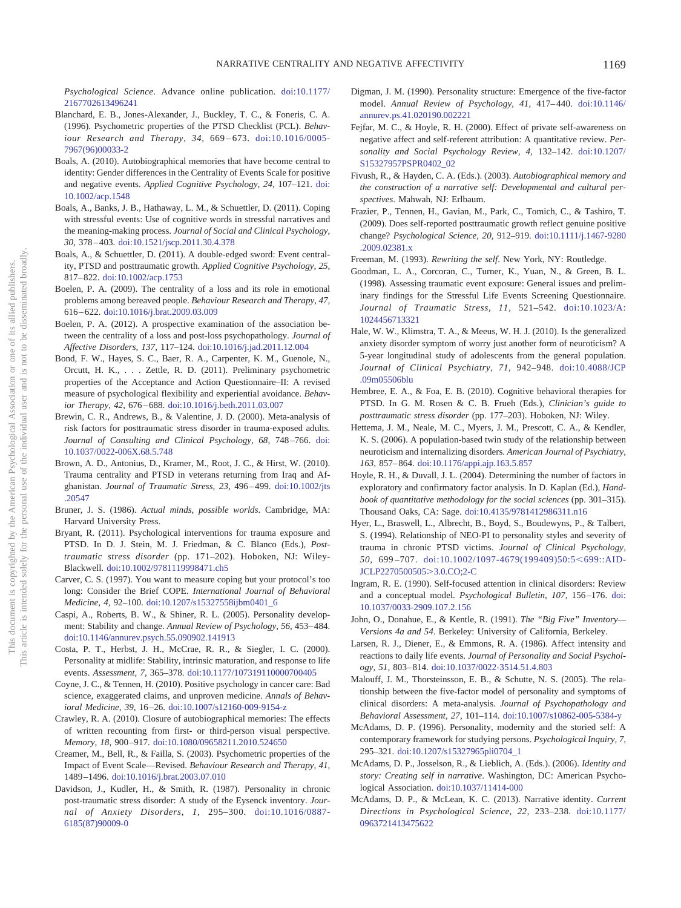*Psychological Science*. Advance online publication. doi:10.1177/2167702613496241

Blanchard, E. B., Jones-Alexander, J., Buckley, T. C., & Foneris, C. A. (1996). Psychometric properties of the PTSD Checklist (PCL). *Behaviour Research and Therapy*, *34*, 669–673. doi:10.1016/0005-7967(96)00033-2

Boals, A. (2010). Autobiographical memories that have become central to identity: Gender differences in the Centrality of Events Scale for positive and negative events. *Applied Cognitive Psychology*, *24*, 107–121. doi:10.1002/acp.1548

Boals, A., Banks, J. B., Hathaway, L. M., & Schuettler, D. (2011). Coping with stressful events: Use of cognitive words in stressful narratives and the meaning-making process. *Journal of Social and Clinical Psychology*, *30*, 378–403. doi:10.1521/jscp.2011.30.4.378

Boals, A., & Schuettler, D. (2011). A double-edged sword: Event centrality, PTSD and posttraumatic growth. *Applied Cognitive Psychology*, *25*, 817–822. doi:10.1002/acp.1753

Boelen, P. A. (2009). The centrality of a loss and its role in emotional problems among bereaved people. *Behaviour Research and Therapy*, *47*, 616–622. doi:10.1016/j.brat.2009.03.009

Boelen, P. A. (2012). A prospective examination of the association between the centrality of a loss and post-loss psychopathology. *Journal of Affective Disorders*, *137*, 117–124. doi:10.1016/j.jad.2011.12.004

Bond, F. W., Hayes, S. C., Baer, R. A., Carpenter, K. M., Guenole, N., Orcutt, H. K., . . . Zettle, R. D. (2011). Preliminary psychometric properties of the Acceptance and Action Questionnaire–II: A revised measure of psychological flexibility and experiential avoidance. *Behavior Therapy*, *42*, 676–688. doi:10.1016/j.beth.2011.03.007

Brewin, C. R., Andrews, B., & Valentine, J. D. (2000). Meta-analysis of risk factors for posttraumatic stress disorder in trauma-exposed adults. *Journal of Consulting and Clinical Psychology*, *68*, 748–766. doi:10.1037/0022-006X.68.5.748

Brown, A. D., Antonius, D., Kramer, M., Root, J. C., & Hirst, W. (2010). Trauma centrality and PTSD in veterans returning from Iraq and Afghanistan. *Journal of Traumatic Stress*, *23*, 496–499. doi:10.1002/jts.20547

Bruner, J. S. (1986). *Actual minds, possible worlds*. Cambridge, MA: Harvard University Press.

Bryant, R. (2011). Psychological interventions for trauma exposure and PTSD. In D. J. Stein, M. J. Friedman, & C. Blanco (Eds.), *Posttraumatic stress disorder* (pp. 171–202). Hoboken, NJ: Wiley-Blackwell. doi:10.1002/9781119998471.ch5

Carver, C. S. (1997). You want to measure coping but your protocol's too long: Consider the Brief COPE. *International Journal of Behavioral Medicine*, *4*, 92–100. doi:10.1207/s15327558ijbm0401_6

Caspi, A., Roberts, B. W., & Shiner, R. L. (2005). Personality development: Stability and change. *Annual Review of Psychology*, *56*, 453–484. doi:10.1146/annurev.psych.55.090902.141913

Costa, P. T., Herbst, J. H., McCrae, R. R., & Siegler, I. C. (2000). Personality at midlife: Stability, intrinsic maturation, and response to life events. *Assessment*, *7*, 365–378. doi:10.1177/107319110000700405

Coyne, J. C., & Tennen, H. (2010). Positive psychology in cancer care: Bad science, exaggerated claims, and unproven medicine. *Annals of Behavioral Medicine*, *39*, 16–26. doi:10.1007/s12160-009-9154-z

Crawley, R. A. (2010). Closure of autobiographical memories: The effects of written recounting from first- or third-person visual perspective. *Memory*, *18*, 900–917. doi:10.1080/09658211.2010.524650

Creamer, M., Bell, R., & Failla, S. (2003). Psychometric properties of the Impact of Event Scale—Revised. *Behaviour Research and Therapy*, *41*, 1489–1496. doi:10.1016/j.brat.2003.07.010

Davidson, J., Kudler, H., & Smith, R. (1987). Personality in chronic post-traumatic stress disorder: A study of the Eysenck inventory. *Journal of Anxiety Disorders*, *1*, 295–300. doi:10.1016/0887-6185(87)90009-0

Digman, J. M. (1990). Personality structure: Emergence of the five-factor model. *Annual Review of Psychology*, *41*, 417–440. doi:10.1146/annurev.ps.41.020190.002221

Fejfar, M. C., & Hoyle, R. H. (2000). Effect of private self-awareness on negative affect and self-referent attribution: A quantitative review. *Personality and Social Psychology Review*, *4*, 132–142. doi:10.1207/S15327957PSPR0402_02

Fivush, R., & Hayden, C. A. (Eds.). (2003). *Autobiographical memory and the construction of a narrative self: Developmental and cultural perspectives*. Mahwah, NJ: Erlbaum.

Frazier, P., Tennen, H., Gavian, M., Park, C., Tomich, C., & Tashiro, T. (2009). Does self-reported posttraumatic growth reflect genuine positive change? *Psychological Science*, *20*, 912–919. doi:10.1111/j.1467-9280.2009.02381.x

Freeman, M. (1993). *Rewriting the self*. New York, NY: Routledge.

Goodman, L. A., Corcoran, C., Turner, K., Yuan, N., & Green, B. L. (1998). Assessing traumatic event exposure: General issues and preliminary findings for the Stressful Life Events Screening Questionnaire. *Journal of Traumatic Stress*, *11*, 521–542. doi:10.1023/A:1024456713321

Hale, W. W., Klimstra, T. A., & Meeus, W. H. J. (2010). Is the generalized anxiety disorder symptom of worry just another form of neuroticism? A 5-year longitudinal study of adolescents from the general population. *Journal of Clinical Psychiatry*, *71*, 942–948. doi:10.4088/JCP.09m05506blu

Hembree, E. A., & Foa, E. B. (2010). Cognitive behavioral therapies for PTSD. In G. M. Rosen & C. B. Frueh (Eds.), *Clinician's guide to posttraumatic stress disorder* (pp. 177–203). Hoboken, NJ: Wiley.

Hettema, J. M., Neale, M. C., Myers, J. M., Prescott, C. A., & Kendler, K. S. (2006). A population-based twin study of the relationship between neuroticism and internalizing disorders. *American Journal of Psychiatry*, *163*, 857–864. doi:10.1176/appi.ajp.163.5.857

Hoyle, R. H., & Duvall, J. L. (2004). Determining the number of factors in exploratory and confirmatory factor analysis. In D. Kaplan (Ed.), *Handbook of quantitative methodology for the social sciences* (pp. 301–315). Thousand Oaks, CA: Sage. doi:10.4135/9781412986311.n16

Hyer, L., Braswell, L., Albrecht, B., Boyd, S., Boudewyns, P., & Talbert, S. (1994). Relationship of NEO-PI to personality styles and severity of trauma in chronic PTSD victims. *Journal of Clinical Psychology*, *50*, 699–707. doi:10.1002/1097-4679(199409)50:5<699::AID-JCLP2270500505>3.0.CO;2-C

Ingram, R. E. (1990). Self-focused attention in clinical disorders: Review and a conceptual model. *Psychological Bulletin*, *107*, 156–176. doi:10.1037/0033-2909.107.2.156

John, O., Donahue, E., & Kentle, R. (1991). *The "Big Five" Inventory—Versions 4a and 54*. Berkeley: University of California, Berkeley.

Larsen, R. J., Diener, E., & Emmons, R. A. (1986). Affect intensity and reactions to daily life events. *Journal of Personality and Social Psychology*, *51*, 803–814. doi:10.1037/0022-3514.51.4.803

Malouff, J. M., Thorsteinsson, E. B., & Schutte, N. S. (2005). The relationship between the five-factor model of personality and symptoms of clinical disorders: A meta-analysis. *Journal of Psychopathology and Behavioral Assessment*, *27*, 101–114. doi:10.1007/s10862-005-5384-y

McAdams, D. P. (1996). Personality, modernity and the storied self: A contemporary framework for studying persons. *Psychological Inquiry*, *7*, 295–321. doi:10.1207/s15327965pli0704_1

McAdams, D. P., Josselson, R., & Lieblich, A. (Eds.). (2006). *Identity and story: Creating self in narrative*. Washington, DC: American Psychological Association. doi:10.1037/11414-000

McAdams, D. P., & McLean, K. C. (2013). Narrative identity. *Current Directions in Psychological Science*, *22*, 233–238. doi:10.1177/0963721413475622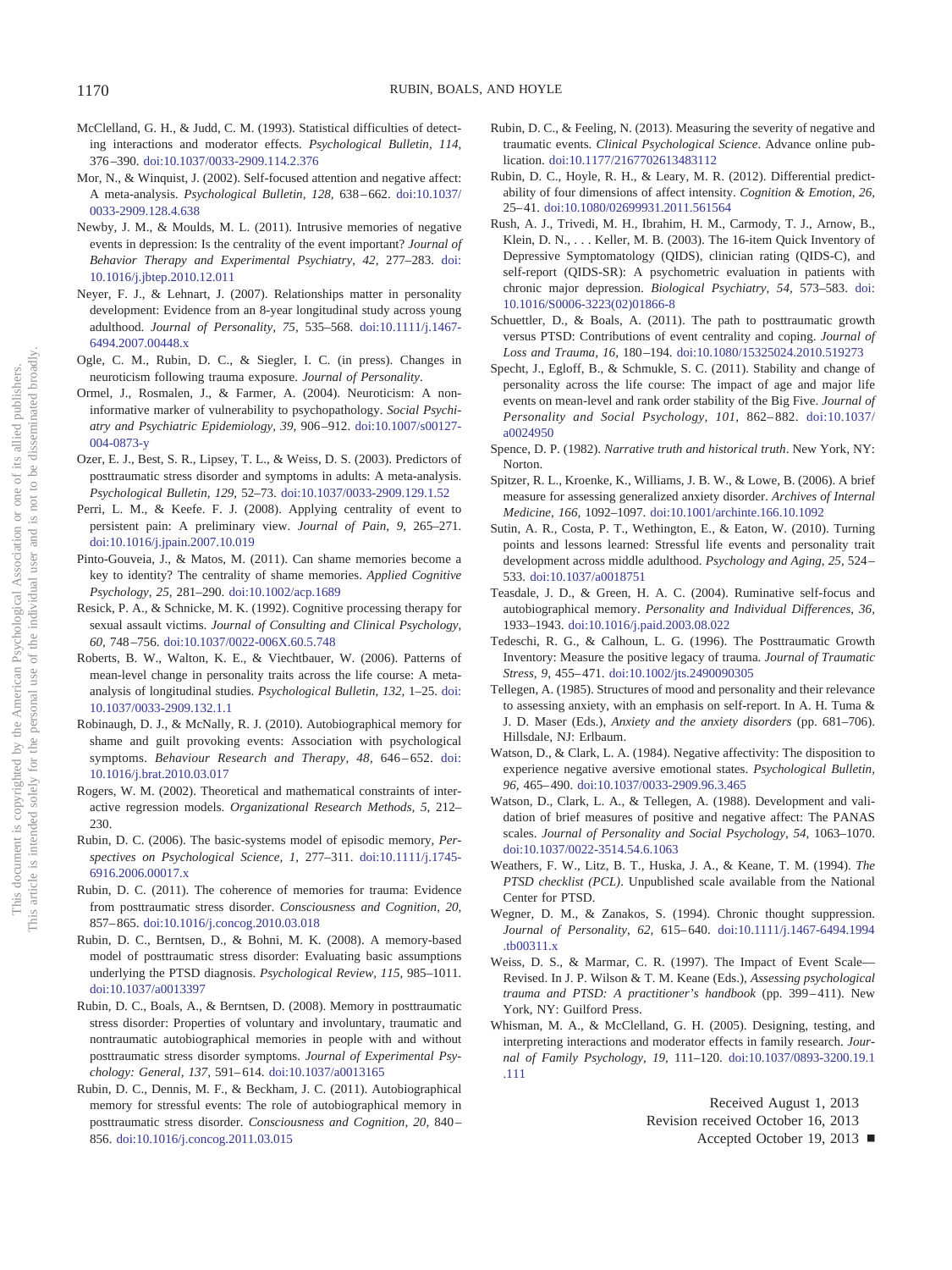McClelland, G. H., & Judd, C. M. (1993). Statistical difficulties of detecting interactions and moderator effects. *Psychological Bulletin, 114,* 376–390. doi:10.1037/0033-2909.114.2.376

Mor, N., & Winquist, J. (2002). Self-focused attention and negative affect: A meta-analysis. *Psychological Bulletin, 128,* 638–662. doi:10.1037/0033-2909.128.4.638

Newby, J. M., & Moulds, M. L. (2011). Intrusive memories of negative events in depression: Is the centrality of the event important? *Journal of Behavior Therapy and Experimental Psychiatry, 42,* 277–283. doi:10.1016/j.jbtep.2010.12.011

Neyer, F. J., & Lehnart, J. (2007). Relationships matter in personality development: Evidence from an 8-year longitudinal study across young adulthood. *Journal of Personality, 75,* 535–568. doi:10.1111/j.1467-6494.2007.00448.x

Ogle, C. M., Rubin, D. C., & Siegler, I. C. (in press). Changes in neuroticism following trauma exposure. *Journal of Personality*.

Ormel, J., Rosmalen, J., & Farmer, A. (2004). Neuroticism: A non-informative marker of vulnerability to psychopathology. *Social Psychiatry and Psychiatric Epidemiology, 39,* 906–912. doi:10.1007/s00127-004-0873-y

Ozer, E. J., Best, S. R., Lipsey, T. L., & Weiss, D. S. (2003). Predictors of posttraumatic stress disorder and symptoms in adults: A meta-analysis. *Psychological Bulletin, 129,* 52–73. doi:10.1037/0033-2909.129.1.52

Perri, L. M., & Keefe. F. J. (2008). Applying centrality of event to persistent pain: A preliminary view. *Journal of Pain, 9,* 265–271. doi:10.1016/j.jpain.2007.10.019

Pinto-Gouveia, J., & Matos, M. (2011). Can shame memories become a key to identity? The centrality of shame memories. *Applied Cognitive Psychology, 25,* 281–290. doi:10.1002/acp.1689

Resick, P. A., & Schnicke, M. K. (1992). Cognitive processing therapy for sexual assault victims. *Journal of Consulting and Clinical Psychology, 60,* 748–756. doi:10.1037/0022-006X.60.5.748

Roberts, B. W., Walton, K. E., & Viechtbauer, W. (2006). Patterns of mean-level change in personality traits across the life course: A meta-analysis of longitudinal studies. *Psychological Bulletin, 132,* 1–25. doi:10.1037/0033-2909.132.1.1

Robinaugh, D. J., & McNally, R. J. (2010). Autobiographical memory for shame and guilt provoking events: Association with psychological symptoms. *Behaviour Research and Therapy, 48,* 646–652. doi:10.1016/j.brat.2010.03.017

Rogers, W. M. (2002). Theoretical and mathematical constraints of interactive regression models. *Organizational Research Methods, 5,* 212–230.

Rubin, D. C. (2006). The basic-systems model of episodic memory, *Perspectives on Psychological Science, 1,* 277–311. doi:10.1111/j.1745-6916.2006.00017.x

Rubin, D. C. (2011). The coherence of memories for trauma: Evidence from posttraumatic stress disorder. *Consciousness and Cognition, 20,* 857–865. doi:10.1016/j.concog.2010.03.018

Rubin, D. C., Berntsen, D., & Bohni, M. K. (2008). A memory-based model of posttraumatic stress disorder: Evaluating basic assumptions underlying the PTSD diagnosis. *Psychological Review, 115,* 985–1011. doi:10.1037/a0013397

Rubin, D. C., Boals, A., & Berntsen, D. (2008). Memory in posttraumatic stress disorder: Properties of voluntary and involuntary, traumatic and nontraumatic autobiographical memories in people with and without posttraumatic stress disorder symptoms. *Journal of Experimental Psychology: General, 137,* 591–614. doi:10.1037/a0013165

Rubin, D. C., Dennis, M. F., & Beckham, J. C. (2011). Autobiographical memory for stressful events: The role of autobiographical memory in posttraumatic stress disorder. *Consciousness and Cognition, 20,* 840–856. doi:10.1016/j.concog.2011.03.015

Rubin, D. C., & Feeling, N. (2013). Measuring the severity of negative and traumatic events. *Clinical Psychological Science*. Advance online publication. doi:10.1177/2167702613483112

Rubin, D. C., Hoyle, R. H., & Leary, M. R. (2012). Differential predictability of four dimensions of affect intensity. *Cognition & Emotion, 26,* 25–41. doi:10.1080/02699931.2011.561564

Rush, A. J., Trivedi, M. H., Ibrahim, H. M., Carmody, T. J., Arnow, B., Klein, D. N., . . . Keller, M. B. (2003). The 16-item Quick Inventory of Depressive Symptomatology (QIDS), clinician rating (QIDS-C), and self-report (QIDS-SR): A psychometric evaluation in patients with chronic major depression. *Biological Psychiatry, 54,* 573–583. doi:10.1016/S0006-3223(02)01866-8

Schuettler, D., & Boals, A. (2011). The path to posttraumatic growth versus PTSD: Contributions of event centrality and coping. *Journal of Loss and Trauma, 16,* 180–194. doi:10.1080/15325024.2010.519273

Specht, J., Egloff, B., & Schmukle, S. C. (2011). Stability and change of personality across the life course: The impact of age and major life events on mean-level and rank order stability of the Big Five. *Journal of Personality and Social Psychology, 101,* 862–882. doi:10.1037/a0024950

Spence, D. P. (1982). *Narrative truth and historical truth*. New York, NY: Norton.

Spitzer, R. L., Kroenke, K., Williams, J. B. W., & Lowe, B. (2006). A brief measure for assessing generalized anxiety disorder. *Archives of Internal Medicine, 166,* 1092–1097. doi:10.1001/archinte.166.10.1092

Sutin, A. R., Costa, P. T., Wethington, E., & Eaton, W. (2010). Turning points and lessons learned: Stressful life events and personality trait development across middle adulthood. *Psychology and Aging, 25,* 524–533. doi:10.1037/a0018751

Teasdale, J. D., & Green, H. A. C. (2004). Ruminative self-focus and autobiographical memory. *Personality and Individual Differences, 36,* 1933–1943. doi:10.1016/j.paid.2003.08.022

Tedeschi, R. G., & Calhoun, L. G. (1996). The Posttraumatic Growth Inventory: Measure the positive legacy of trauma. *Journal of Traumatic Stress, 9,* 455–471. doi:10.1002/jts.2490090305

Tellegen, A. (1985). Structures of mood and personality and their relevance to assessing anxiety, with an emphasis on self-report. In A. H. Tuma & J. D. Maser (Eds.), *Anxiety and the anxiety disorders* (pp. 681–706). Hillsdale, NJ: Erlbaum.

Watson, D., & Clark, L. A. (1984). Negative affectivity: The disposition to experience negative aversive emotional states. *Psychological Bulletin, 96,* 465–490. doi:10.1037/0033-2909.96.3.465

Watson, D., Clark, L. A., & Tellegen, A. (1988). Development and validation of brief measures of positive and negative affect: The PANAS scales. *Journal of Personality and Social Psychology, 54,* 1063–1070. doi:10.1037/0022-3514.54.6.1063

Weathers, F. W., Litz, B. T., Huska, J. A., & Keane, T. M. (1994). *The PTSD checklist (PCL)*. Unpublished scale available from the National Center for PTSD.

Wegner, D. M., & Zanakos, S. (1994). Chronic thought suppression. *Journal of Personality, 62,* 615–640. doi:10.1111/j.1467-6494.1994.tb00311.x

Weiss, D. S., & Marmar, C. R. (1997). The Impact of Event Scale—Revised. In J. P. Wilson & T. M. Keane (Eds.), *Assessing psychological trauma and PTSD: A practitioner's handbook* (pp. 399–411). New York, NY: Guilford Press.

Whisman, M. A., & McClelland, G. H. (2005). Designing, testing, and interpreting interactions and moderator effects in family research. *Journal of Family Psychology, 19,* 111–120. doi:10.1037/0893-3200.19.1.111

Received August 1, 2013
Revision received October 16, 2013
Accepted October 19, 2013 ■